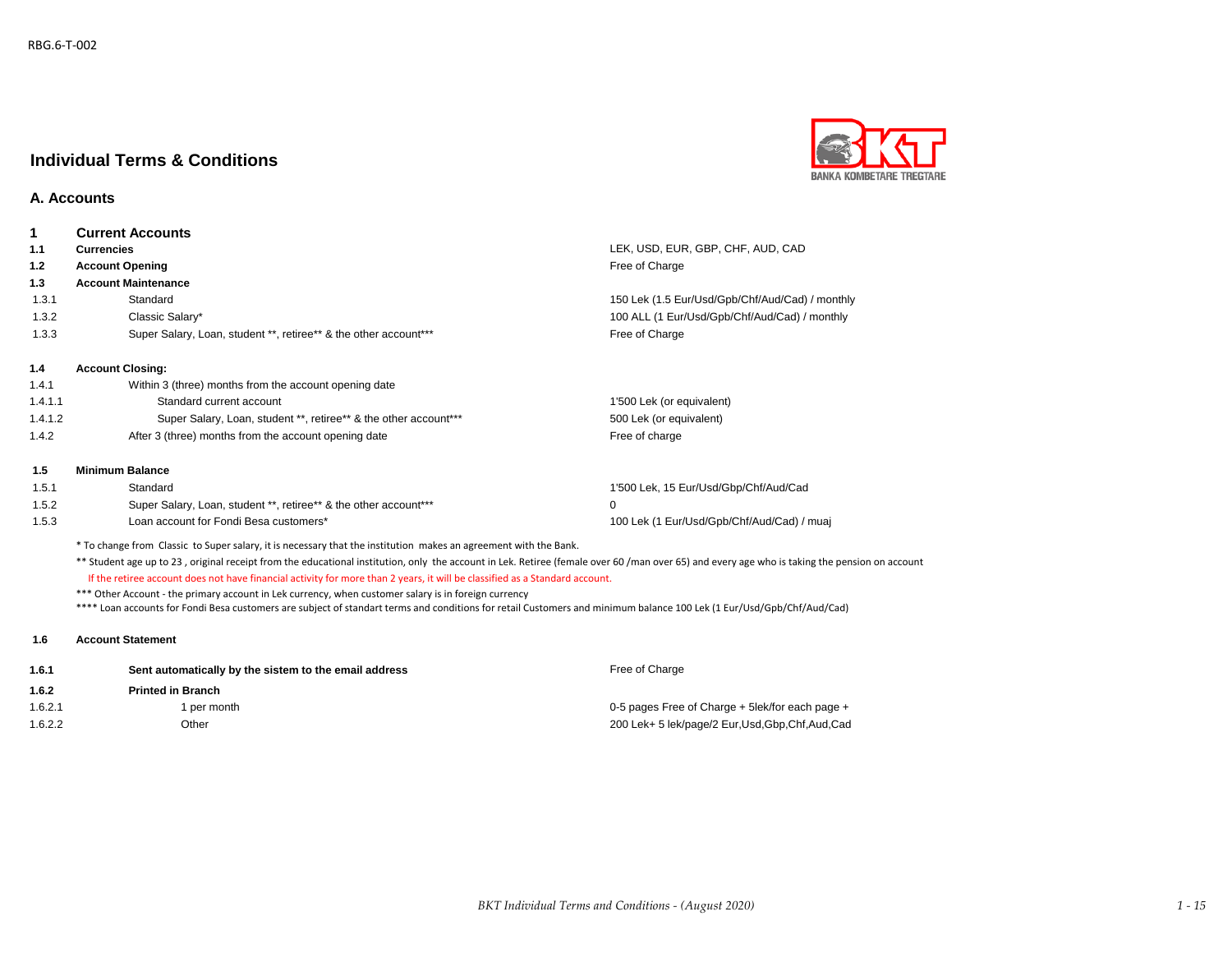RBG.6-T-002

# Individual Terms & Conditions

## A. Accounts

| | | |
|---|---|---|
| **1** | **Current Accounts** | |
| **1.1** | **Currencies** | LEK, USD, EUR, GBP, CHF, AUD, CAD |
| **1.2** | **Account Opening** | Free of Charge |
| **1.3** | **Account Maintenance** | |
| 1.3.1 | Standard | 150 Lek (1.5 Eur/Usd/Gpb/Chf/Aud/Cad) / monthly |
| 1.3.2 | Classic Salary* | 100 ALL (1 Eur/Usd/Gpb/Chf/Aud/Cad) / monthly |
| 1.3.3 | Super Salary, Loan, student **, retiree** & the other account*** | Free of Charge |
| **1.4** | **Account Closing:** | |
| 1.4.1 | Within 3 (three) months from the account opening date | |
| 1.4.1.1 | Standard current account | 1'500 Lek (or equivalent) |
| 1.4.1.2 | Super Salary, Loan, student **, retiree** & the other account*** | 500 Lek (or equivalent) |
| 1.4.2 | After 3 (three) months from the account opening date | Free of charge |
| **1.5** | **Minimum Balance** | |
| 1.5.1 | Standard | 1'500 Lek, 15 Eur/Usd/Gbp/Chf/Aud/Cad |
| 1.5.2 | Super Salary, Loan, student **, retiree** & the other account*** | 0 |
| 1.5.3 | Loan account for Fondi Besa customers* | 100 Lek (1 Eur/Usd/Gpb/Chf/Aud/Cad) / muaj |

\* To change from Classic to Super salary, it is necessary that the institution makes an agreement with the Bank.

** Student age up to 23 , original receipt from the educational institution, only the account in Lek. Retiree (female over 60 /man over 65) and every age who is taking the pension on account

If the retiree account does not have financial activity for more than 2 years, it will be classified as a Standard account.

*** Other Account - the primary account in Lek currency, when customer salary is in foreign currency

**** Loan accounts for Fondi Besa customers are subject of standart terms and conditions for retail Customers and minimum balance 100 Lek (1 Eur/Usd/Gpb/Chf/Aud/Cad)

| | | |
|---|---|---|
| **1.6** | **Account Statement** | |
| **1.6.1** | **Sent automatically by the sistem to the email address** | Free of Charge |
| **1.6.2** | **Printed in Branch** | |
| 1.6.2.1 | 1 per month | 0-5 pages Free of Charge + 5lek/for each page + |
| 1.6.2.2 | Other | 200 Lek+ 5 lek/page/2 Eur,Usd,Gbp,Chf,Aud,Cad |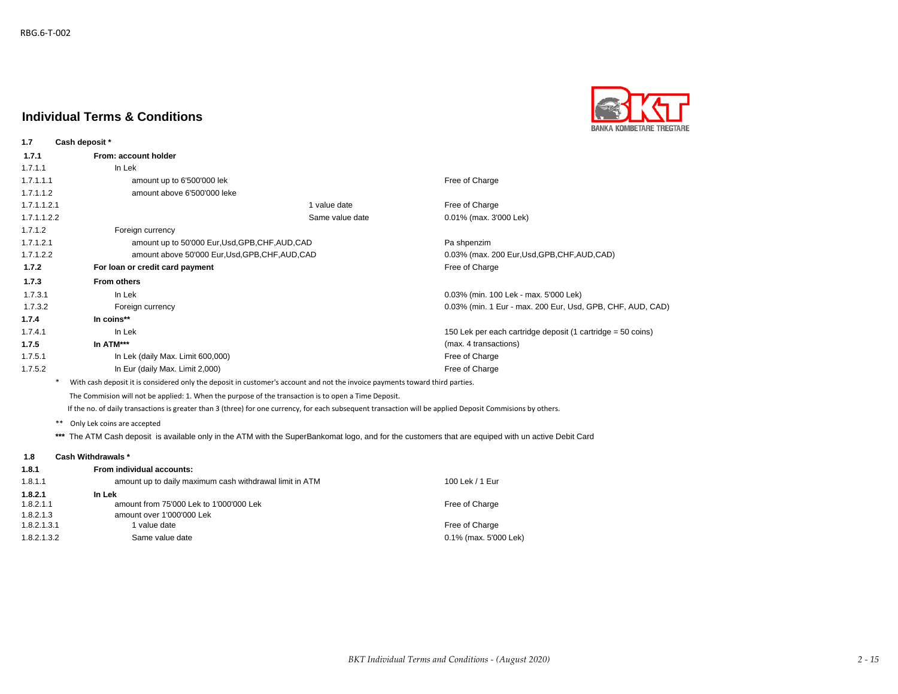## Individual Terms & Conditions

| | | | |
|---|---|---|---|
| **1.7** | **Cash deposit \*** | | |
| **1.7.1** | **From: account holder** | | |
| 1.7.1.1 | In Lek | | |
| 1.7.1.1.1 | amount up to 6'500'000 lek | | Free of Charge |
| 1.7.1.1.2 | amount above 6'500'000 leke | | |
| 1.7.1.1.2.1 | | 1 value date | Free of Charge |
| 1.7.1.1.2.2 | | Same value date | 0.01% (max. 3'000 Lek) |
| 1.7.1.2 | Foreign currency | | |
| 1.7.1.2.1 | amount up to 50'000 Eur,Usd,GPB,CHF,AUD,CAD | | Pa shpenzim |
| 1.7.1.2.2 | amount above 50'000 Eur,Usd,GPB,CHF,AUD,CAD | | 0.03% (max. 200 Eur,Usd,GPB,CHF,AUD,CAD) |
| **1.7.2** | **For loan or credit card payment** | | Free of Charge |
| **1.7.3** | **From others** | | |
| 1.7.3.1 | In Lek | | 0.03% (min. 100 Lek - max. 5'000 Lek) |
| 1.7.3.2 | Foreign currency | | 0.03% (min. 1 Eur - max. 200 Eur, Usd, GPB, CHF, AUD, CAD) |
| **1.7.4** | **In coins\*\*** | | |
| 1.7.4.1 | In Lek | | 150 Lek per each cartridge deposit (1 cartridge = 50 coins) |
| **1.7.5** | **In ATM\*\*\*** | | (max. 4 transactions) |
| 1.7.5.1 | In Lek (daily Max. Limit 600,000) | | Free of Charge |
| 1.7.5.2 | In Eur (daily Max. Limit 2,000) | | Free of Charge |

\* With cash deposit it is considered only the deposit in customer's account and not the invoice payments toward third parties.

The Commision will not be applied: 1. When the purpose of the transaction is to open a Time Deposit.

If the no. of daily transactions is greater than 3 (three) for one currency, for each subsequent transaction will be applied Deposit Commisions by others.

\*\* Only Lek coins are accepted

\*\*\* The ATM Cash deposit is available only in the ATM with the SuperBankomat logo, and for the customers that are equiped with un active Debit Card

| | | |
|---|---|---|
| **1.8** | **Cash Withdrawals \*** | |
| **1.8.1** | **From individual accounts:** | |
| 1.8.1.1 | amount up to daily maximum cash withdrawal limit in ATM | 100 Lek / 1 Eur |
| **1.8.2.1** | **In Lek** | |
| 1.8.2.1.1 | amount from 75'000 Lek to 1'000'000 Lek | Free of Charge |
| 1.8.2.1.3 | amount over 1'000'000 Lek | |
| 1.8.2.1.3.1 | 1 value date | Free of Charge |
| 1.8.2.1.3.2 | Same value date | 0.1% (max. 5'000 Lek) |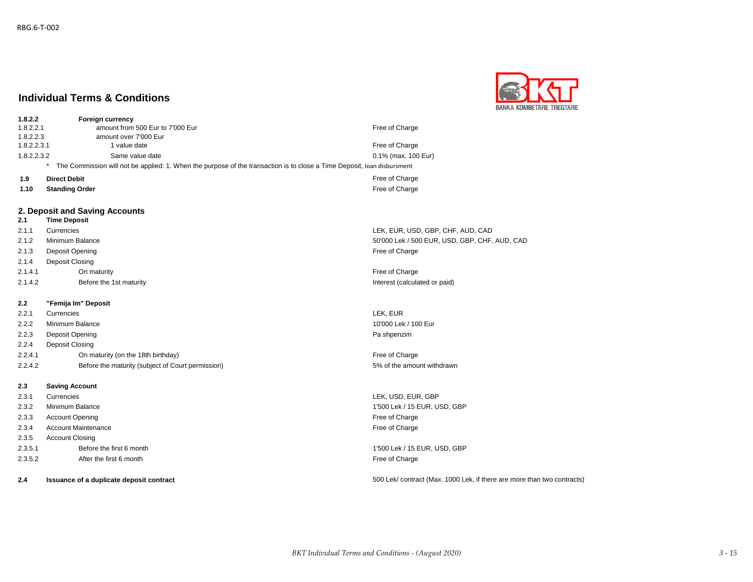RBG.6-T-002

# Individual Terms & Conditions

| | | |
|---|---|---|
| **1.8.2.2** | **Foreign currency** | |
| 1.8.2.2.1 | amount from 500 Eur to 7'000 Eur | Free of Charge |
| 1.8.2.2.3 | amount over 7'000 Eur | |
| 1.8.2.2.3.1 | 1 value date | Free of Charge |
| 1.8.2.2.3.2 | Same value date | 0.1% (max. 100 Eur) |

* The Commission will not be applied: 1. When the purpose of the transaction is to close a Time Deposit, loan disbursment

| | | |
|---|---|---|
| **1.9** | **Direct Debit** | Free of Charge |
| **1.10** | **Standing Order** | Free of Charge |

## 2. Deposit and Saving Accounts

| | | |
|---|---|---|
| **2.1** | **Time Deposit** | |
| 2.1.1 | Currencies | LEK, EUR, USD, GBP, CHF, AUD, CAD |
| 2.1.2 | Minimum Balance | 50'000 Lek / 500 EUR, USD, GBP, CHF, AUD, CAD |
| 2.1.3 | Deposit Opening | Free of Charge |
| 2.1.4 | Deposit Closing | |
| 2.1.4.1 | On maturity | Free of Charge |
| 2.1.4.2 | Before the 1st maturity | Interest (calculated or paid) |
| **2.2** | **"Femija Im" Deposit** | |
| 2.2.1 | Currencies | LEK, EUR |
| 2.2.2 | Minimum Balance | 10'000 Lek / 100 Eur |
| 2.2.3 | Deposit Opening | Pa shpenzim |
| 2.2.4 | Deposit Closing | |
| 2.2.4.1 | On maturity (on the 18th birthday) | Free of Charge |
| 2.2.4.2 | Before the maturity (subject of Court permission) | 5% of the amount withdrawn |
| **2.3** | **Saving Account** | |
| 2.3.1 | Currencies | LEK, USD, EUR, GBP |
| 2.3.2 | Minimum Balance | 1'500 Lek / 15 EUR, USD, GBP |
| 2.3.3 | Account Opening | Free of Charge |
| 2.3.4 | Account Maintenance | Free of Charge |
| 2.3.5 | Account Closing | |
| 2.3.5.1 | Before the first 6 month | 1'500 Lek / 15 EUR, USD, GBP |
| 2.3.5.2 | After the first 6 month | Free of Charge |
| **2.4** | **Issuance of a duplicate deposit contract** | 500 Lek/ contract (Max. 1000 Lek, if there are more than two contracts) |

*BKT Individual Terms and Conditions - (August 2020)*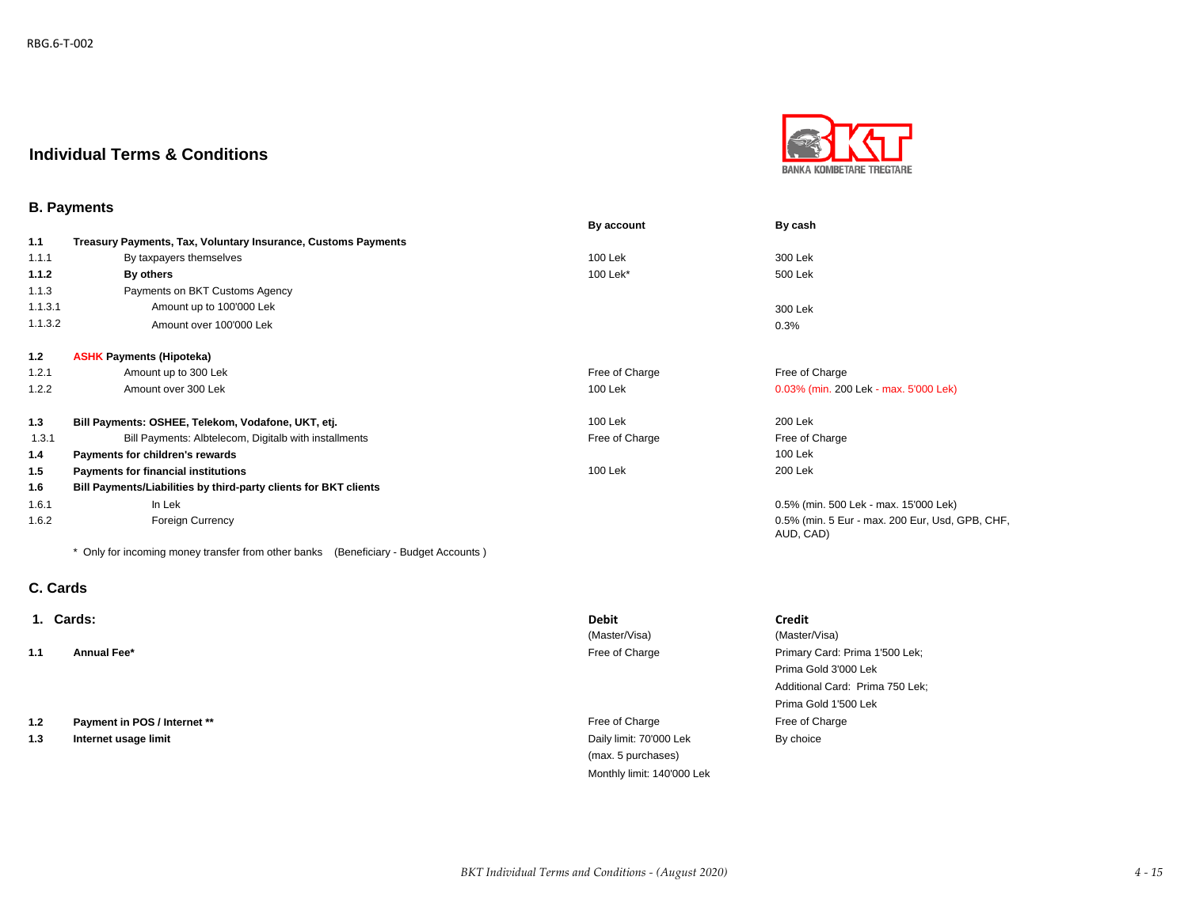RBG.6-T-002

## Individual Terms & Conditions

BANKA KOMBETARE TREGTARE

### B. Payments

| | | By account | By cash |
|---|---|---|---|
| **1.1** | **Treasury Payments, Tax, Voluntary Insurance, Customs Payments** | | |
| 1.1.1 | By taxpayers themselves | 100 Lek | 300 Lek |
| **1.1.2** | **By others** | 100 Lek* | 500 Lek |
| 1.1.3 | Payments on BKT Customs Agency | | |
| 1.1.3.1 | Amount up to 100'000 Lek | | 300 Lek |
| 1.1.3.2 | Amount over 100'000 Lek | | 0.3% |
| **1.2** | **ASHK Payments (Hipoteka)** | | |
| 1.2.1 | Amount up to 300 Lek | Free of Charge | Free of Charge |
| 1.2.2 | Amount over 300 Lek | 100 Lek | 0.03% (min. 200 Lek - max. 5'000 Lek) |
| **1.3** | **Bill Payments: OSHEE, Telekom, Vodafone, UKT, etj.** | 100 Lek | 200 Lek |
| 1.3.1 | Bill Payments: Albtelecom, Digitalb with installments | Free of Charge | Free of Charge |
| **1.4** | **Payments for children's rewards** | | 100 Lek |
| **1.5** | **Payments for financial institutions** | 100 Lek | 200 Lek |
| **1.6** | **Bill Payments/Liabilities by third-party clients for BKT clients** | | |
| 1.6.1 | In Lek | | 0.5% (min. 500 Lek - max. 15'000 Lek) |
| 1.6.2 | Foreign Currency | | 0.5% (min. 5 Eur - max. 200 Eur, Usd, GPB, CHF, AUD, CAD) |

* Only for incoming money transfer from other banks (Beneficiary - Budget Accounts )

### C. Cards

| **1. Cards:** | | **Debit** (Master/Visa) | **Credit** (Master/Visa) |
|---|---|---|---|
| **1.1** | **Annual Fee*** | Free of Charge | Primary Card: Prima 1'500 Lek; Prima Gold 3'000 Lek<br>Additional Card: Prima 750 Lek; Prima Gold 1'500 Lek |
| **1.2** | **Payment in POS / Internet **** | Free of Charge | Free of Charge |
| **1.3** | **Internet usage limit** | Daily limit: 70'000 Lek (max. 5 purchases)<br>Monthly limit: 140'000 Lek | By choice |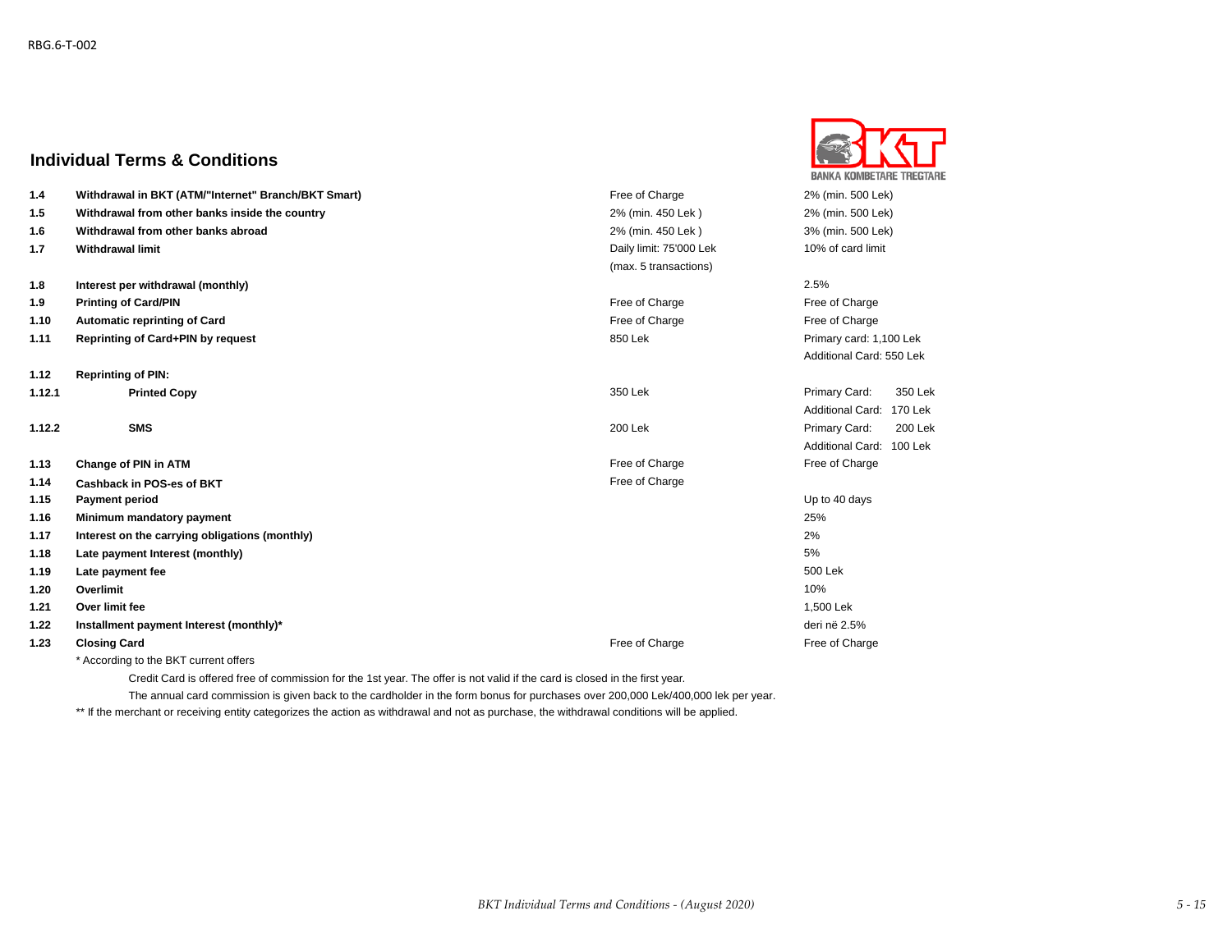RBG.6-T-002

## Individual Terms & Conditions

| | | | |
|---|---|---|---|
| 1.4 | **Withdrawal in BKT (ATM/"Internet" Branch/BKT Smart)** | Free of Charge | 2% (min. 500 Lek) |
| 1.5 | **Withdrawal from other banks inside the country** | 2% (min. 450 Lek ) | 2% (min. 500 Lek) |
| 1.6 | **Withdrawal from other banks abroad** | 2% (min. 450 Lek ) | 3% (min. 500 Lek) |
| 1.7 | **Withdrawal limit** | Daily limit: 75'000 Lek (max. 5 transactions) | 10% of card limit |
| 1.8 | **Interest per withdrawal (monthly)** | | 2.5% |
| 1.9 | **Printing of Card/PIN** | Free of Charge | Free of Charge |
| 1.10 | **Automatic reprinting of Card** | Free of Charge | Free of Charge |
| 1.11 | **Reprinting of Card+PIN by request** | 850 Lek | Primary card: 1,100 Lek<br>Additional Card: 550 Lek |
| 1.12 | **Reprinting of PIN:** | | |
| 1.12.1 | **Printed Copy** | 350 Lek | Primary Card: 350 Lek<br>Additional Card: 170 Lek |
| 1.12.2 | **SMS** | 200 Lek | Primary Card: 200 Lek<br>Additional Card: 100 Lek |
| 1.13 | **Change of PIN in ATM** | Free of Charge | Free of Charge |
| 1.14 | **Cashback in POS-es of BKT** | Free of Charge | |
| 1.15 | **Payment period** | | Up to 40 days |
| 1.16 | **Minimum mandatory payment** | | 25% |
| 1.17 | **Interest on the carrying obligations (monthly)** | | 2% |
| 1.18 | **Late payment Interest (monthly)** | | 5% |
| 1.19 | **Late payment fee** | | 500 Lek |
| 1.20 | **Overlimit** | | 10% |
| 1.21 | **Over limit fee** | | 1,500 Lek |
| 1.22 | **Installment payment Interest (monthly)*** | | deri në 2.5% |
| 1.23 | **Closing Card** | Free of Charge | Free of Charge |

* According to the BKT current offers

Credit Card is offered free of commission for the 1st year. The offer is not valid if the card is closed in the first year.

The annual card commission is given back to the cardholder in the form bonus for purchases over 200,000 Lek/400,000 lek per year.

** If the merchant or receiving entity categorizes the action as withdrawal and not as purchase, the withdrawal conditions will be applied.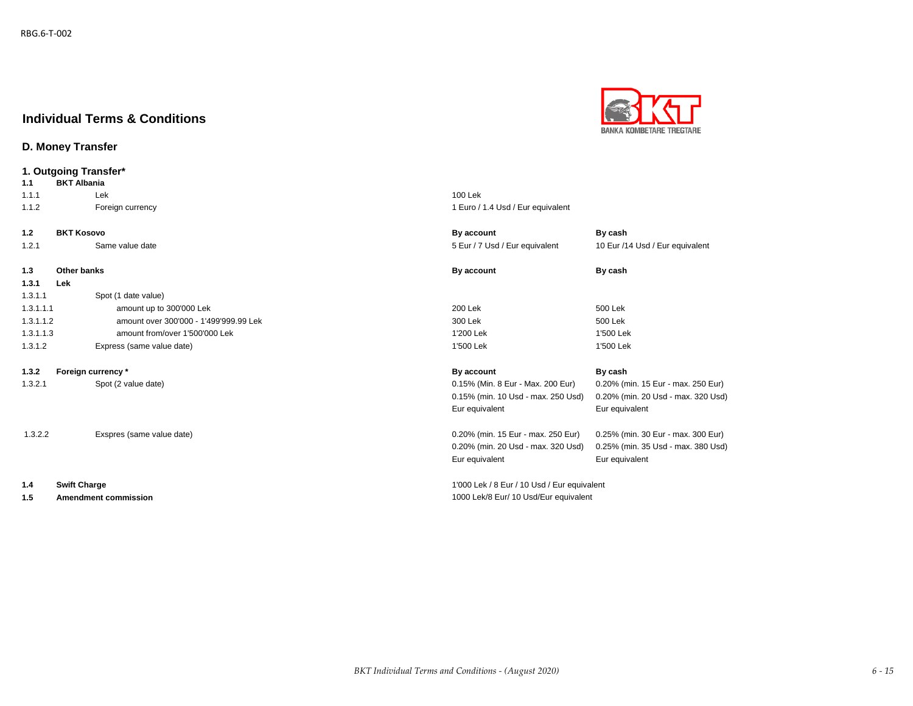RBG.6-T-002

# Individual Terms & Conditions

## D. Money Transfer

### 1. Outgoing Transfer*

| | | | |
|---|---|---|---|
| **1.1** | **BKT Albania** | | |
| 1.1.1 | Lek | 100 Lek | |
| 1.1.2 | Foreign currency | 1 Euro / 1.4 Usd / Eur equivalent | |
| | | | |
| **1.2** | **BKT Kosovo** | **By account** | **By cash** |
| 1.2.1 | Same value date | 5 Eur / 7 Usd / Eur equivalent | 10 Eur /14 Usd / Eur equivalent |
| | | | |
| **1.3** | **Other banks** | **By account** | **By cash** |
| **1.3.1** | **Lek** | | |
| 1.3.1.1 | Spot (1 date value) | | |
| 1.3.1.1.1 | amount up to 300'000 Lek | 200 Lek | 500 Lek |
| 1.3.1.1.2 | amount over 300'000 - 1'499'999.99 Lek | 300 Lek | 500 Lek |
| 1.3.1.1.3 | amount from/over 1'500'000 Lek | 1'200 Lek | 1'500 Lek |
| 1.3.1.2 | Express (same value date) | 1'500 Lek | 1'500 Lek |
| | | | |
| **1.3.2** | **Foreign currency *** | **By account** | **By cash** |
| 1.3.2.1 | Spot (2 value date) | 0.15% (Min. 8 Eur - Max. 200 Eur)<br>0.15% (min. 10 Usd - max. 250 Usd)<br>Eur equivalent | 0.20% (min. 15 Eur - max. 250 Eur)<br>0.20% (min. 20 Usd - max. 320 Usd)<br>Eur equivalent |
| | | | |
| 1.3.2.2 | Exspres (same value date) | 0.20% (min. 15 Eur - max. 250 Eur)<br>0.20% (min. 20 Usd - max. 320 Usd)<br>Eur equivalent | 0.25% (min. 30 Eur - max. 300 Eur)<br>0.25% (min. 35 Usd - max. 380 Usd)<br>Eur equivalent |
| | | | |
| **1.4** | **Swift Charge** | 1'000 Lek / 8 Eur / 10 Usd / Eur equivalent | |
| **1.5** | **Amendment commission** | 1000 Lek/8 Eur/ 10 Usd/Eur equivalent | |

*BKT Individual Terms and Conditions - (August 2020)*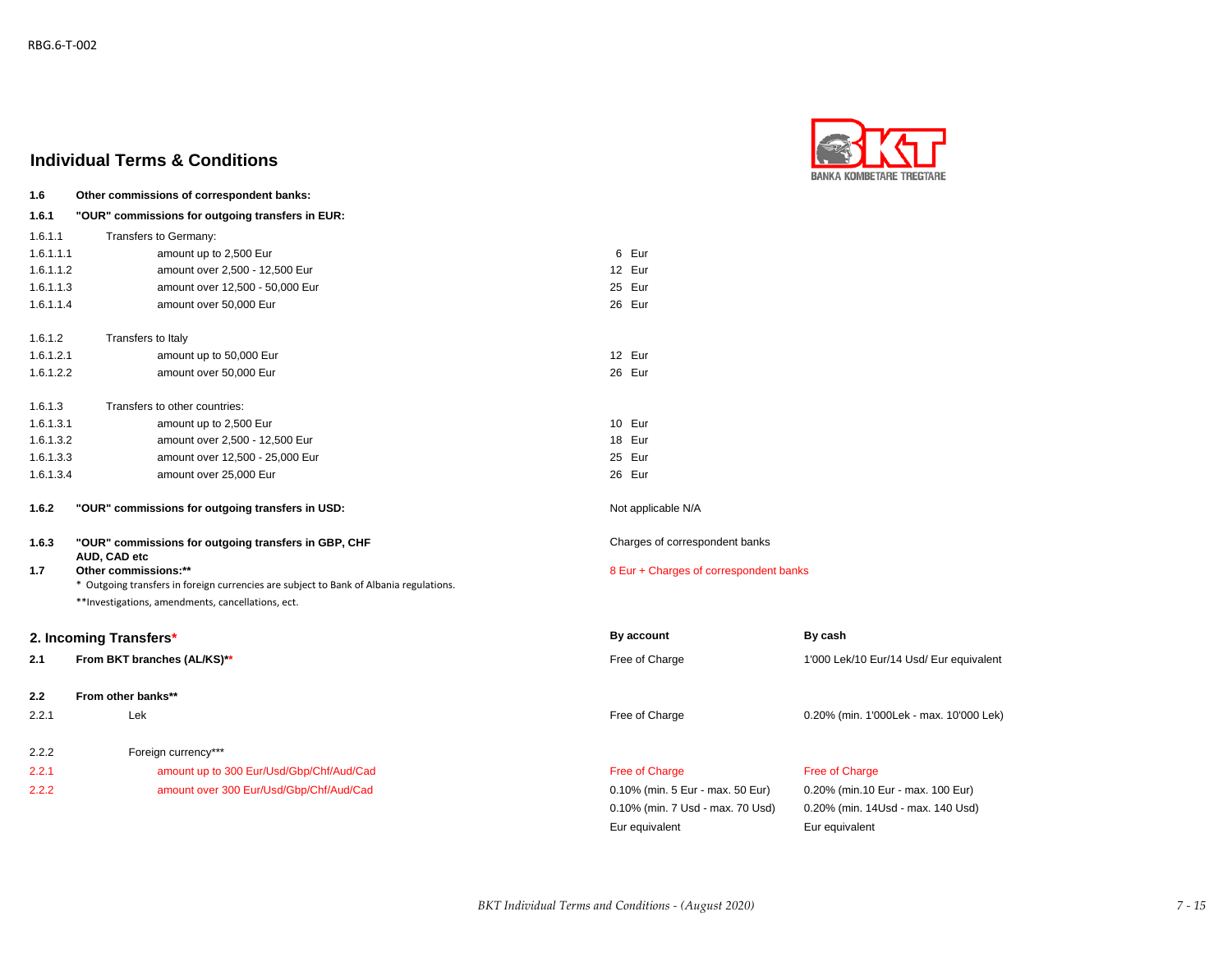RBG.6-T-002

## Individual Terms & Conditions

| | | |
|---|---|---|
| **1.6** | **Other commissions of correspondent banks:** | |
| **1.6.1** | **"OUR" commissions for outgoing transfers in EUR:** | |
| 1.6.1 | Transfers to Germany: | |
| 1.6.1.1 | amount up to 2,500 Eur | 6 Eur |
| 1.6.1.2 | amount over 2,500 - 12,500 Eur | 12 Eur |
| 1.6.1.3 | amount over 12,500 - 50,000 Eur | 25 Eur |
| 1.6.1.4 | amount over 50,000 Eur | 26 Eur |
| 1.6.1.2 | Transfers to Italy | |
| 1.6.1.2.1 | amount up to 50,000 Eur | 12 Eur |
| 1.6.1.2.2 | amount over 50,000 Eur | 26 Eur |
| 1.6.1.3 | Transfers to other countries: | |
| 1.6.1.3.1 | amount up to 2,500 Eur | 10 Eur |
| 1.6.1.3.2 | amount over 2,500 - 12,500 Eur | 18 Eur |
| 1.6.1.3.3 | amount over 12,500 - 25,000 Eur | 25 Eur |
| 1.6.1.3.4 | amount over 25,000 Eur | 26 Eur |
| **1.6.2** | **"OUR" commissions for outgoing transfers in USD:** | Not applicable N/A |
| **1.6.3** | **"OUR" commissions for outgoing transfers in GBP, CHF AUD, CAD etc** | Charges of correspondent banks |
| **1.7** | **Other commissions:**** | 8 Eur + Charges of correspondent banks |

\* Outgoing transfers in foreign currencies are subject to Bank of Albania regulations.

**Investigations, amendments, cancellations, ect.

## 2. Incoming Transfers*

| | | **By account** | **By cash** |
|---|---|---|---|
| **2.1** | **From BKT branches (AL/KS)**** | Free of Charge | 1'000 Lek/10 Eur/14 Usd/ Eur equivalent |
| **2.2** | **From other banks**** | | |
| 2.2.1 | Lek | Free of Charge | 0.20% (min. 1'000Lek - max. 10'000 Lek) |
| 2.2.2 | Foreign currency*** | | |
| 2.2.1 | amount up to 300 Eur/Usd/Gbp/Chf/Aud/Cad | Free of Charge | Free of Charge |
| 2.2.2 | amount over 300 Eur/Usd/Gbp/Chf/Aud/Cad | 0.10% (min. 5 Eur - max. 50 Eur)<br>0.10% (min. 7 Usd - max. 70 Usd)<br>Eur equivalent | 0.20% (min.10 Eur - max. 100 Eur)<br>0.20% (min. 14Usd - max. 140 Usd)<br>Eur equivalent |

*BKT Individual Terms and Conditions - (August 2020)*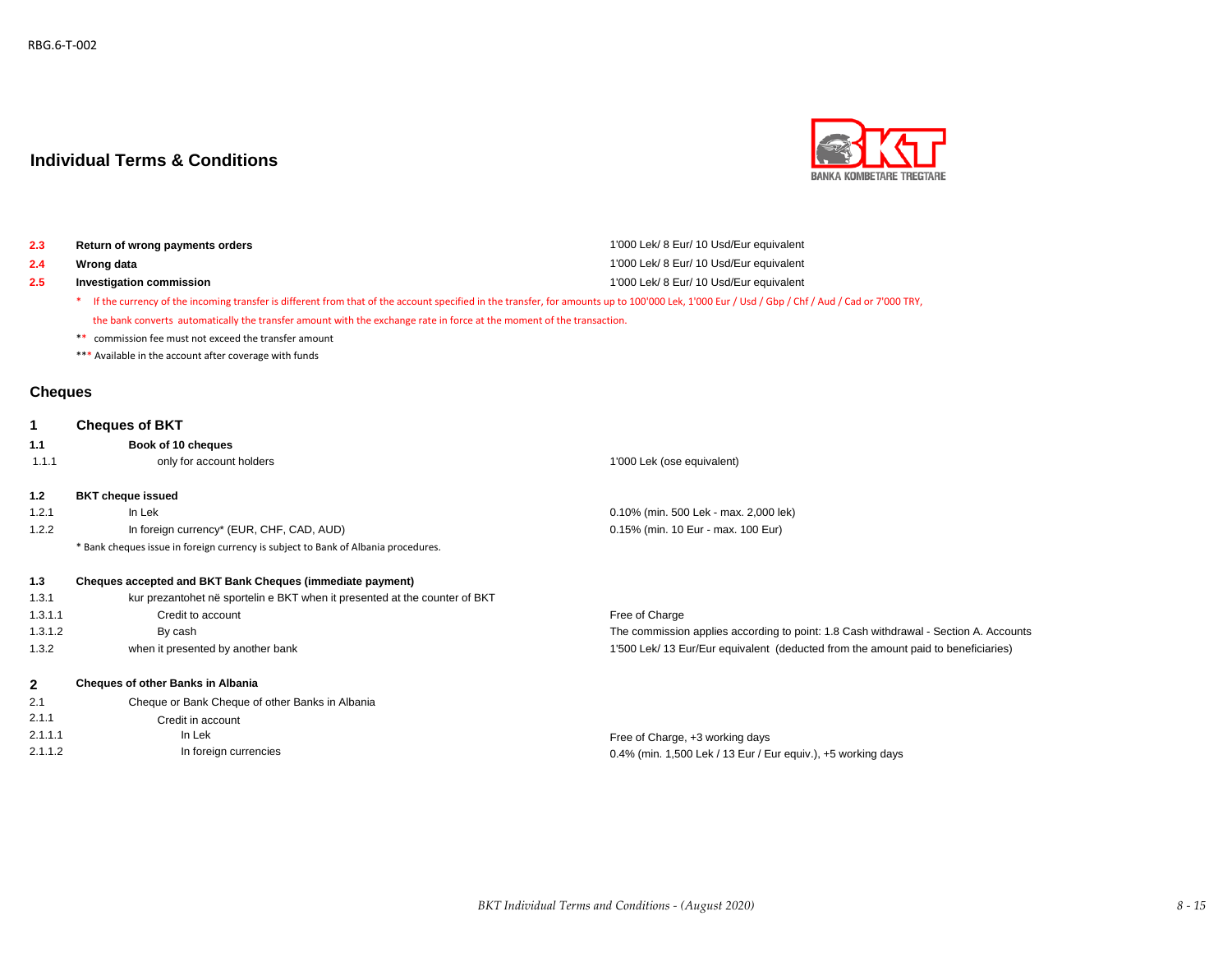RBG.6-T-002

# Individual Terms & Conditions

| | | |
|---|---|---|
| **2.3** | **Return of wrong payments orders** | 1'000 Lek/ 8 Eur/ 10 Usd/Eur equivalent |
| **2.4** | **Wrong data** | 1'000 Lek/ 8 Eur/ 10 Usd/Eur equivalent |
| **2.5** | **Investigation commission** | 1'000 Lek/ 8 Eur/ 10 Usd/Eur equivalent |

\* If the currency of the incoming transfer is different from that of the account specified in the transfer, for amounts up to 100'000 Lek, 1'000 Eur / Usd / Gbp / Chf / Aud / Cad or 7'000 TRY, the bank converts automatically the transfer amount with the exchange rate in force at the moment of the transaction.

\*\* commission fee must not exceed the transfer amount

\*\*\* Available in the account after coverage with funds

## Cheques

| | | |
|---|---|---|
| **1** | **Cheques of BKT** | |
| **1.1** | **Book of 10 cheques** | |
| 1.1.1 | only for account holders | 1'000 Lek (ose equivalent) |
| **1.2** | **BKT cheque issued** | |
| 1.2.1 | In Lek | 0.10% (min. 500 Lek - max. 2,000 lek) |
| 1.2.2 | In foreign currency* (EUR, CHF, CAD, AUD) | 0.15% (min. 10 Eur - max. 100 Eur) |
| | * Bank cheques issue in foreign currency is subject to Bank of Albania procedures. | |
| **1.3** | **Cheques accepted and BKT Bank Cheques (immediate payment)** | |
| 1.3.1 | kur prezantohet në sportelin e BKT when it presented at the counter of BKT | |
| 1.3.1.1 | Credit to account | Free of Charge |
| 1.3.1.2 | By cash | The commission applies according to point: 1.8 Cash withdrawal - Section A. Accounts |
| 1.3.2 | when it presented by another bank | 1'500 Lek/ 13 Eur/Eur equivalent (deducted from the amount paid to beneficiaries) |
| **2** | **Cheques of other Banks in Albania** | |
| 2.1 | Cheque or Bank Cheque of other Banks in Albania | |
| 2.1.1 | Credit in account | |
| 2.1.1.1 | In Lek | Free of Charge, +3 working days |
| 2.1.1.2 | In foreign currencies | 0.4% (min. 1,500 Lek / 13 Eur / Eur equiv.), +5 working days |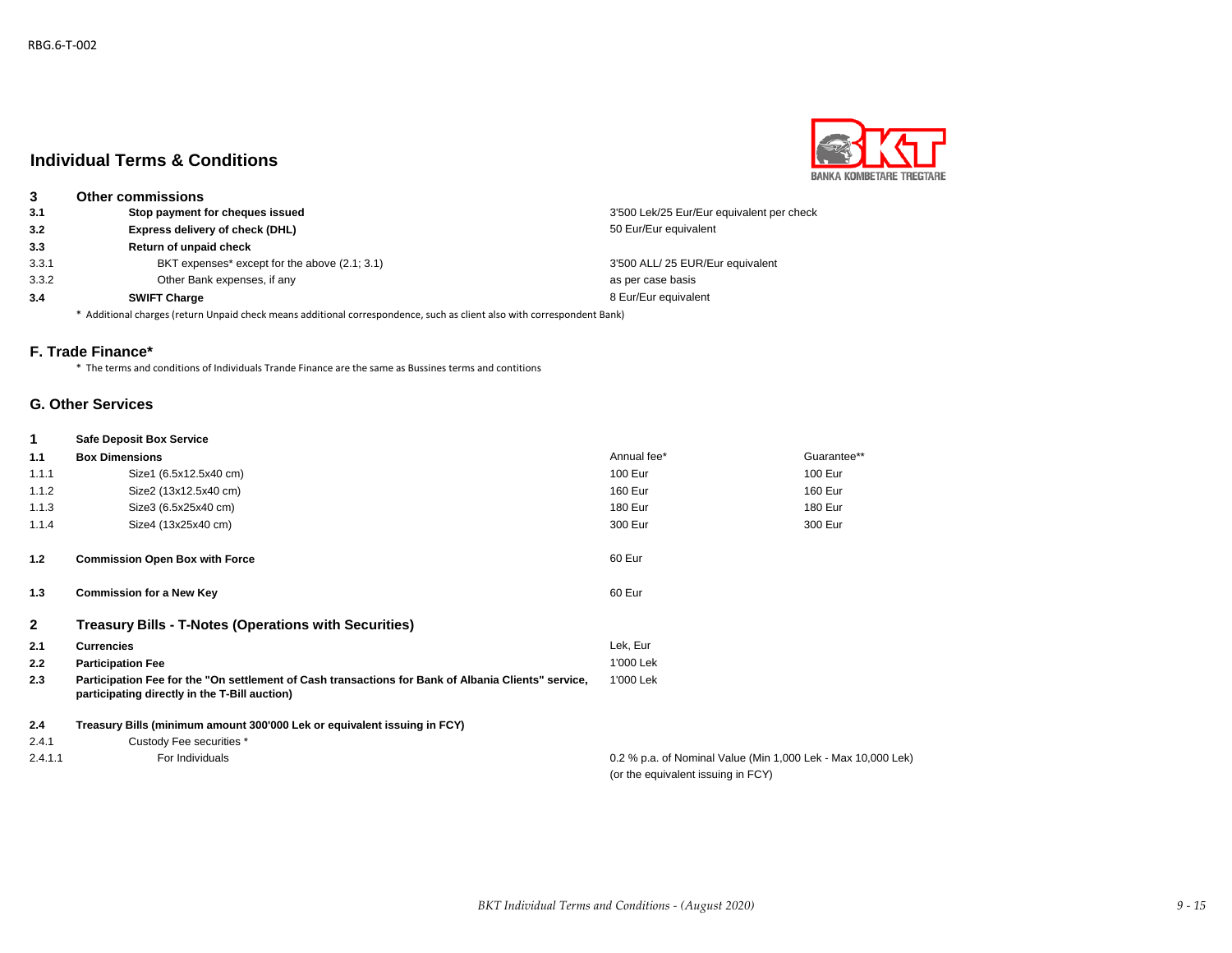RBG.6-T-002

# Individual Terms & Conditions

| | | | |
|---|---|---|---|
| **3** | **Other commissions** | | |
| **3.1** | **Stop payment for cheques issued** | 3'500 Lek/25 Eur/Eur equivalent per check | |
| **3.2** | **Express delivery of check (DHL)** | 50 Eur/Eur equivalent | |
| **3.3** | **Return of unpaid check** | | |
| 3.3.1 | BKT expenses* except for the above (2.1; 3.1) | 3'500 ALL/ 25 EUR/Eur equivalent | |
| 3.3.2 | Other Bank expenses, if any | as per case basis | |
| **3.4** | **SWIFT Charge** | 8 Eur/Eur equivalent | |

\* Additional charges (return Unpaid check means additional correspondence, such as client also with correspondent Bank)

## F. Trade Finance*

\* The terms and conditions of Individuals Trande Finance are the same as Bussines terms and contitions

## G. Other Services

| | | | |
|---|---|---|---|
| **1** | **Safe Deposit Box Service** | | |
| **1.1** | **Box Dimensions** | Annual fee* | Guarantee** |
| 1.1.1 | Size1 (6.5x12.5x40 cm) | 100 Eur | 100 Eur |
| 1.1.2 | Size2 (13x12.5x40 cm) | 160 Eur | 160 Eur |
| 1.1.3 | Size3 (6.5x25x40 cm) | 180 Eur | 180 Eur |
| 1.1.4 | Size4 (13x25x40 cm) | 300 Eur | 300 Eur |
| **1.2** | **Commission Open Box with Force** | 60 Eur | |
| **1.3** | **Commission for a New Key** | 60 Eur | |
| **2** | **Treasury Bills - T-Notes (Operations with Securities)** | | |
| **2.1** | **Currencies** | Lek, Eur | |
| **2.2** | **Participation Fee** | 1'000 Lek | |
| **2.3** | **Participation Fee for the "On settlement of Cash transactions for Bank of Albania Clients" service, participating directly in the T-Bill auction)** | 1'000 Lek | |
| **2.4** | **Treasury Bills (minimum amount 300'000 Lek or equivalent issuing in FCY)** | | |
| 2.4.1 | Custody Fee securities * | | |
| 2.4.1.1 | For Individuals | 0.2 % p.a. of Nominal Value (Min 1,000 Lek - Max 10,000 Lek) (or the equivalent issuing in FCY) | |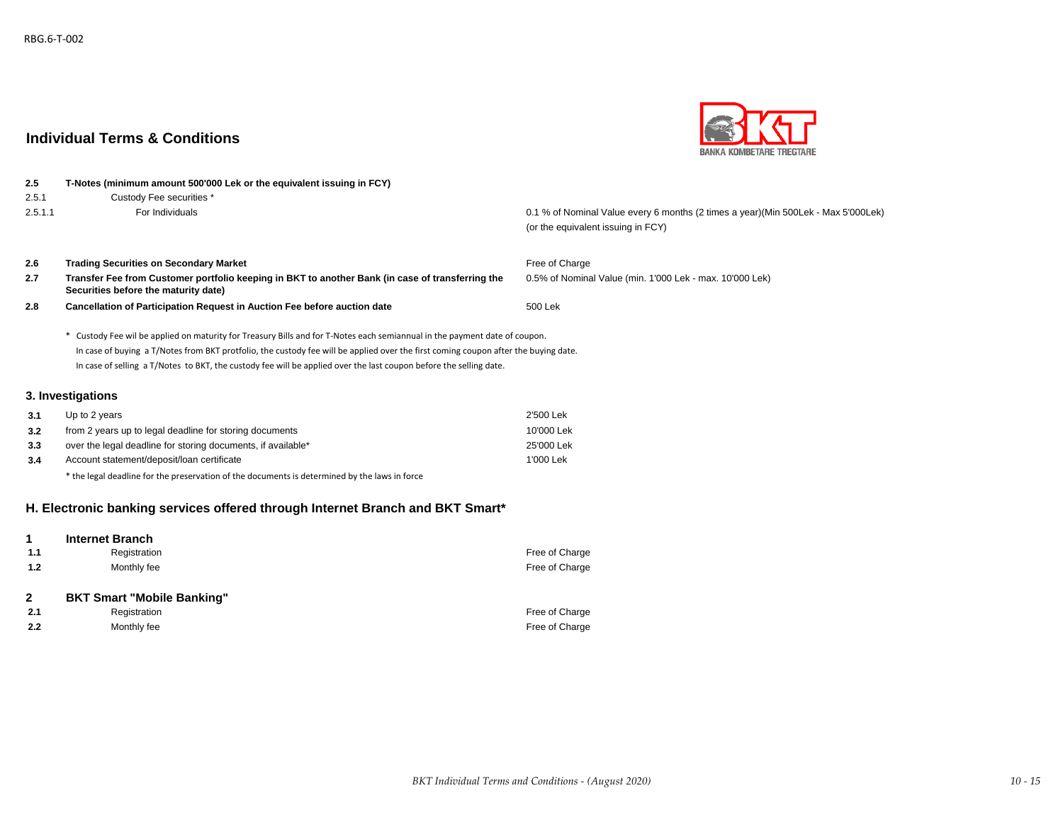RBG.6-T-002

## Individual Terms & Conditions

| | | |
|---|---|---|
| **2.5** | **T-Notes (minimum amount 500'000 Lek or the equivalent issuing in FCY)** | |
| 2.5.1 | Custody Fee securities * | |
| 2.5.1.1 | For Individuals | 0.1 % of Nominal Value every 6 months (2 times a year)(Min 500Lek - Max 5'000Lek) (or the equivalent issuing in FCY) |
| **2.6** | **Trading Securities on Secondary Market** | Free of Charge |
| **2.7** | **Transfer Fee from Customer portfolio keeping in BKT to another Bank (in case of transferring the Securities before the maturity date)** | 0.5% of Nominal Value (min. 1'000 Lek - max. 10'000 Lek) |
| **2.8** | **Cancellation of Participation Request in Auction Fee before auction date** | 500 Lek |

\* Custody Fee wil be applied on maturity for Treasury Bills and for T-Notes each semiannual in the payment date of coupon.
In case of buying a T/Notes from BKT protfolio, the custody fee will be applied over the first coming coupon after the buying date.
In case of selling a T/Notes to BKT, the custody fee will be applied over the last coupon before the selling date.

### 3. Investigations

| | | |
|---|---|---|
| **3.1** | Up to 2 years | 2'500 Lek |
| **3.2** | from 2 years up to legal deadline for storing documents | 10'000 Lek |
| **3.3** | over the legal deadline for storing documents, if available* | 25'000 Lek |
| **3.4** | Account statement/deposit/loan certificate | 1'000 Lek |

\* the legal deadline for the preservation of the documents is determined by the laws in force

## H. Electronic banking services offered through Internet Branch and BKT Smart*

| | | |
|---|---|---|
| **1** | **Internet Branch** | |
| **1.1** | Registration | Free of Charge |
| **1.2** | Monthly fee | Free of Charge |
| **2** | **BKT Smart "Mobile Banking"** | |
| **2.1** | Registration | Free of Charge |
| **2.2** | Monthly fee | Free of Charge |

*BKT Individual Terms and Conditions - (August 2020)*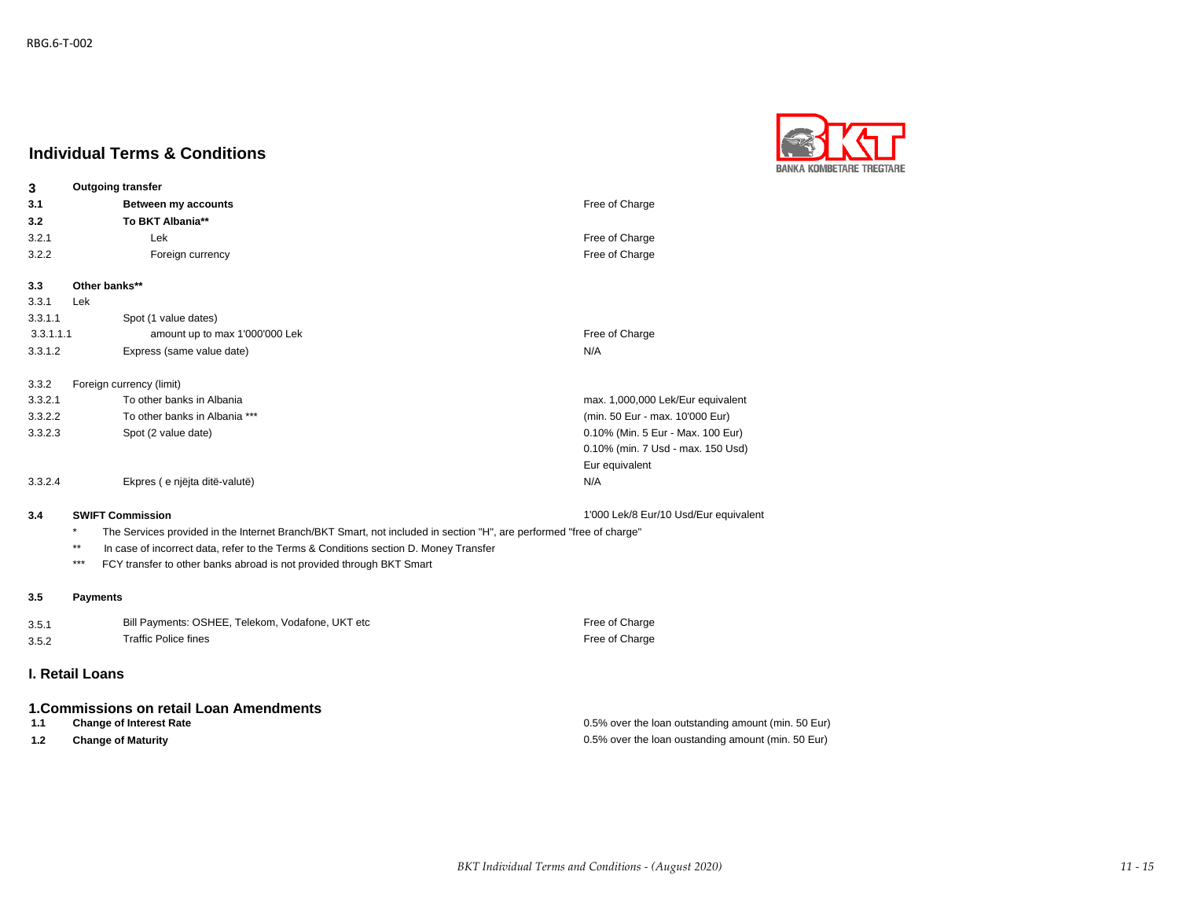RBG.6-T-002

## Individual Terms & Conditions

| | | |
|---|---|---|
| **3** | **Outgoing transfer** | |
| **3.1** | **Between my accounts** | Free of Charge |
| **3.2** | **To BKT Albania**** | |
| 3.2.1 | Lek | Free of Charge |
| 3.2.2 | Foreign currency | Free of Charge |
| **3.3** | **Other banks**** | |
| 3.3.1 | Lek | |
| 3.3.1.1 | Spot (1 value dates) | |
| 3.3.1.1.1 | amount up to max 1'000'000 Lek | Free of Charge |
| 3.3.1.2 | Express (same value date) | N/A |
| 3.3.2 | Foreign currency (limit) | |
| 3.3.2.1 | To other banks in Albania | max. 1,000,000 Lek/Eur equivalent |
| 3.3.2.2 | To other banks in Albania *** | (min. 50 Eur - max. 10'000 Eur) |
| 3.3.2.3 | Spot (2 value date) | 0.10% (Min. 5 Eur - Max. 100 Eur)<br>0.10% (min. 7 Usd - max. 150 Usd)<br>Eur equivalent |
| 3.3.2.4 | Ekpres ( e njëjta ditë-valutë) | N/A |
| **3.4** | **SWIFT Commission** | 1'000 Lek/8 Eur/10 Usd/Eur equivalent |

\* The Services provided in the Internet Branch/BKT Smart, not included in section "H", are performed "free of charge"

** In case of incorrect data, refer to the Terms & Conditions section D. Money Transfer

*** FCY transfer to other banks abroad is not provided through BKT Smart

| | | |
|---|---|---|
| **3.5** | **Payments** | |
| 3.5.1 | Bill Payments: OSHEE, Telekom, Vodafone, UKT etc | Free of Charge |
| 3.5.2 | Traffic Police fines | Free of Charge |

## I. Retail Loans

### 1.Commissions on retail Loan Amendments

| | | |
|---|---|---|
| **1.1** | **Change of Interest Rate** | 0.5% over the loan outstanding amount (min. 50 Eur) |
| **1.2** | **Change of Maturity** | 0.5% over the loan oustanding amount (min. 50 Eur) |

*BKT Individual Terms and Conditions - (August 2020)*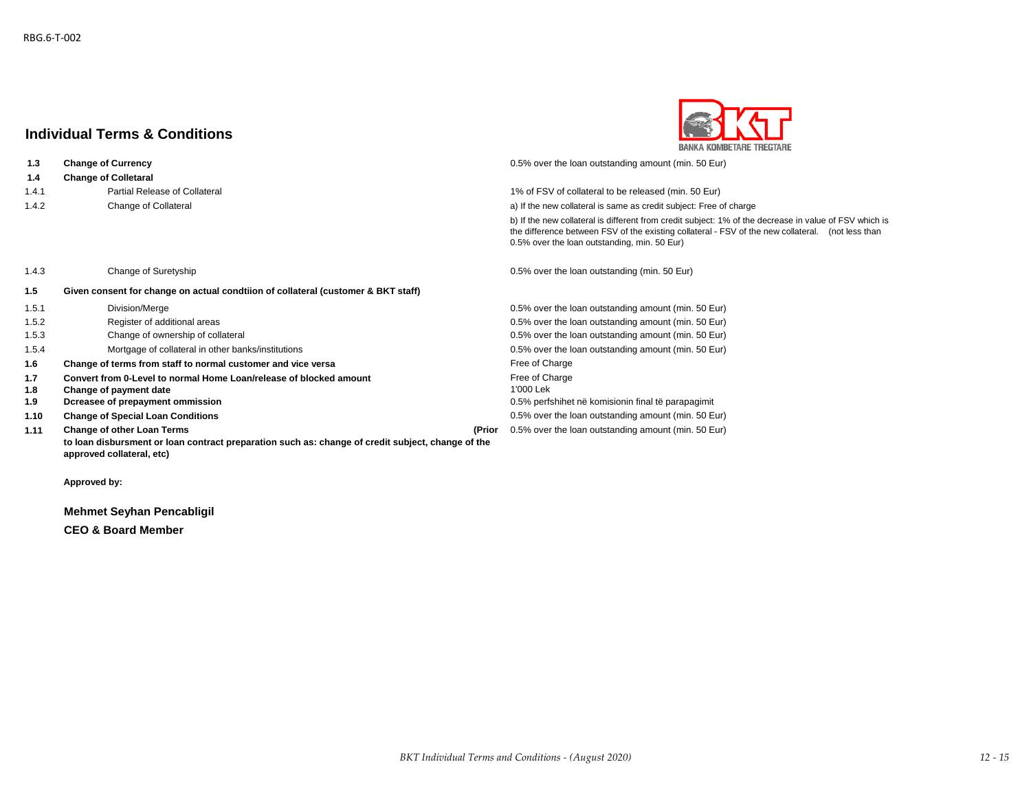RBG.6-T-002

## Individual Terms & Conditions

BANKA KOMBETARE TREGTARE

| | | |
|---|---|---|
| **1.3** | **Change of Currency** | 0.5% over the loan outstanding amount (min. 50 Eur) |
| **1.4** | **Change of Colletaral** | |
| 1.4.1 | Partial Release of Collateral | 1% of FSV of collateral to be released (min. 50 Eur) |
| 1.4.2 | Change of Collateral | a) If the new collateral is same as credit subject: Free of charge<br>b) If the new collateral is different from credit subject: 1% of the decrease in value of FSV which is the difference between FSV of the existing collateral - FSV of the new collateral. (not less than 0.5% over the loan outstanding, min. 50 Eur) |
| 1.4.3 | Change of Suretyship | 0.5% over the loan outstanding (min. 50 Eur) |
| **1.5** | **Given consent for change on actual condtiion of collateral (customer & BKT staff)** | |
| 1.5.1 | Division/Merge | 0.5% over the loan outstanding amount (min. 50 Eur) |
| 1.5.2 | Register of additional areas | 0.5% over the loan outstanding amount (min. 50 Eur) |
| 1.5.3 | Change of ownership of collateral | 0.5% over the loan outstanding amount (min. 50 Eur) |
| 1.5.4 | Mortgage of collateral in other banks/institutions | 0.5% over the loan outstanding amount (min. 50 Eur) |
| **1.6** | **Change of terms from staff to normal customer and vice versa** | Free of Charge |
| **1.7** | **Convert from 0-Level to normal Home Loan/release of blocked amount** | Free of Charge |
| **1.8** | **Change of payment date** | 1'000 Lek |
| **1.9** | **Dcreasee of prepayment ommission** | 0.5% perfshihet në komisionin final të parapagimit |
| **1.10** | **Change of Special Loan Conditions** | 0.5% over the loan outstanding amount (min. 50 Eur) |
| **1.11** | **Change of other Loan Terms (Prior to loan disbursment or loan contract preparation such as: change of credit subject, change of the approved collateral, etc)** | 0.5% over the loan outstanding amount (min. 50 Eur) |

**Approved by:**

**Mehmet Seyhan Pencabligil**

**CEO & Board Member**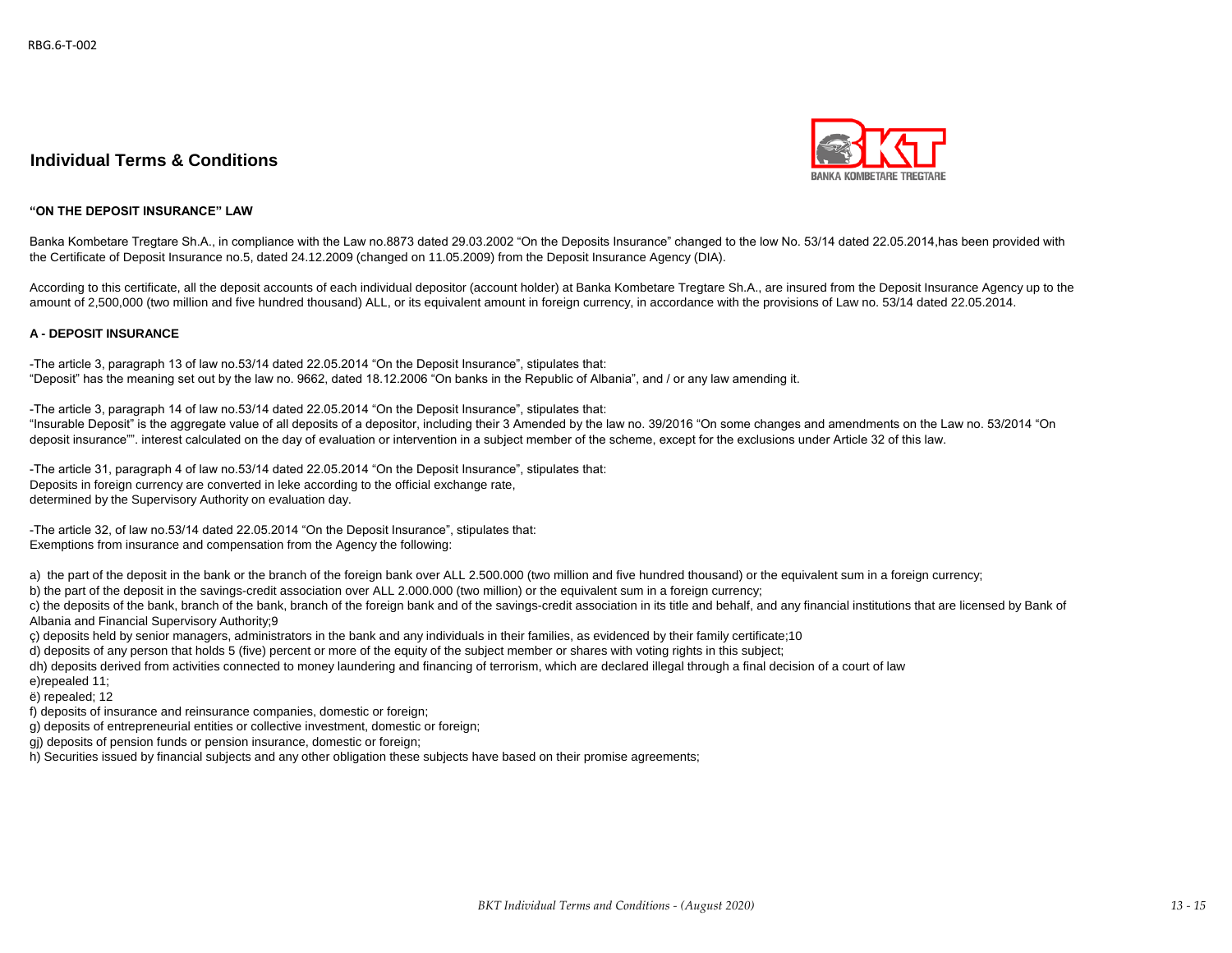## Individual Terms & Conditions

**"ON THE DEPOSIT INSURANCE" LAW**

Banka Kombetare Tregtare Sh.A., in compliance with the Law no.8873 dated 29.03.2002 "On the Deposits Insurance" changed to the low No. 53/14 dated 22.05.2014,has been provided with the Certificate of Deposit Insurance no.5, dated 24.12.2009 (changed on 11.05.2009) from the Deposit Insurance Agency (DIA).

According to this certificate, all the deposit accounts of each individual depositor (account holder) at Banka Kombetare Tregtare Sh.A., are insured from the Deposit Insurance Agency up to the amount of 2,500,000 (two million and five hundred thousand) ALL, or its equivalent amount in foreign currency, in accordance with the provisions of Law no. 53/14 dated 22.05.2014.

**A - DEPOSIT INSURANCE**

-The article 3, paragraph 13 of law no.53/14 dated 22.05.2014 "On the Deposit Insurance", stipulates that:
"Deposit" has the meaning set out by the law no. 9662, dated 18.12.2006 "On banks in the Republic of Albania", and / or any law amending it.

-The article 3, paragraph 14 of law no.53/14 dated 22.05.2014 "On the Deposit Insurance", stipulates that:
"Insurable Deposit" is the aggregate value of all deposits of a depositor, including their 3 Amended by the law no. 39/2016 "On some changes and amendments on the Law no. 53/2014 "On deposit insurance"". interest calculated on the day of evaluation or intervention in a subject member of the scheme, except for the exclusions under Article 32 of this law.

-The article 31, paragraph 4 of law no.53/14 dated 22.05.2014 "On the Deposit Insurance", stipulates that:
Deposits in foreign currency are converted in leke according to the official exchange rate,
determined by the Supervisory Authority on evaluation day.

-The article 32, of law no.53/14 dated 22.05.2014 "On the Deposit Insurance", stipulates that:
Exemptions from insurance and compensation from the Agency the following:

a) the part of the deposit in the bank or the branch of the foreign bank over ALL 2.500.000 (two million and five hundred thousand) or the equivalent sum in a foreign currency;
b) the part of the deposit in the savings-credit association over ALL 2.000.000 (two million) or the equivalent sum in a foreign currency;
c) the deposits of the bank, branch of the bank, branch of the foreign bank and of the savings-credit association in its title and behalf, and any financial institutions that are licensed by Bank of Albania and Financial Supervisory Authority;9
ç) deposits held by senior managers, administrators in the bank and any individuals in their families, as evidenced by their family certificate;10
d) deposits of any person that holds 5 (five) percent or more of the equity of the subject member or shares with voting rights in this subject;
dh) deposits derived from activities connected to money laundering and financing of terrorism, which are declared illegal through a final decision of a court of law
e)repealed 11;
ë) repealed; 12
f) deposits of insurance and reinsurance companies, domestic or foreign;
g) deposits of entrepreneurial entities or collective investment, domestic or foreign;
gj) deposits of pension funds or pension insurance, domestic or foreign;
h) Securities issued by financial subjects and any other obligation these subjects have based on their promise agreements;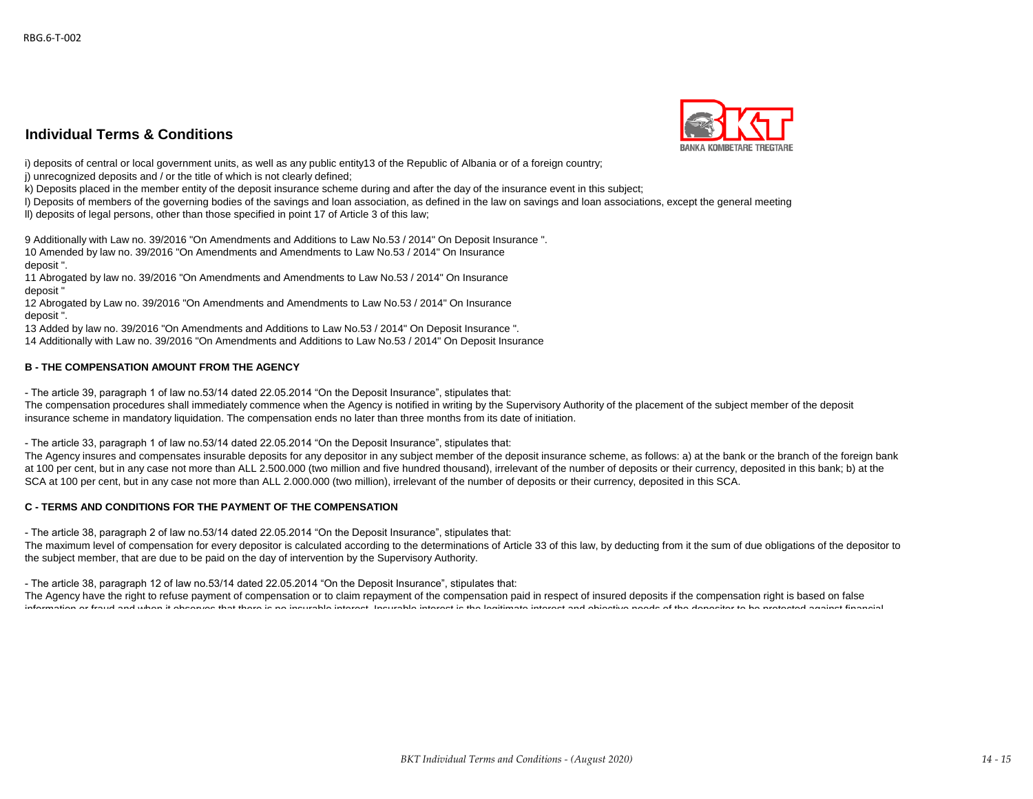## Individual Terms & Conditions

i) deposits of central or local government units, as well as any public entity13 of the Republic of Albania or of a foreign country;
j) unrecognized deposits and / or the title of which is not clearly defined;
k) Deposits placed in the member entity of the deposit insurance scheme during and after the day of the insurance event in this subject;
l) Deposits of members of the governing bodies of the savings and loan association, as defined in the law on savings and loan associations, except the general meeting
ll) deposits of legal persons, other than those specified in point 17 of Article 3 of this law;

9 Additionally with Law no. 39/2016 "On Amendments and Additions to Law No.53 / 2014" On Deposit Insurance ".
10 Amended by law no. 39/2016 "On Amendments and Amendments to Law No.53 / 2014" On Insurance deposit ".
11 Abrogated by law no. 39/2016 "On Amendments and Amendments to Law No.53 / 2014" On Insurance deposit "
12 Abrogated by Law no. 39/2016 "On Amendments and Amendments to Law No.53 / 2014" On Insurance deposit ".
13 Added by law no. 39/2016 "On Amendments and Additions to Law No.53 / 2014" On Deposit Insurance ".
14 Additionally with Law no. 39/2016 "On Amendments and Additions to Law No.53 / 2014" On Deposit Insurance

### B - THE COMPENSATION AMOUNT FROM THE AGENCY

- The article 39, paragraph 1 of law no.53/14 dated 22.05.2014 "On the Deposit Insurance", stipulates that:

The compensation procedures shall immediately commence when the Agency is notified in writing by the Supervisory Authority of the placement of the subject member of the deposit insurance scheme in mandatory liquidation. The compensation ends no later than three months from its date of initiation.

- The article 33, paragraph 1 of law no.53/14 dated 22.05.2014 "On the Deposit Insurance", stipulates that:

The Agency insures and compensates insurable deposits for any depositor in any subject member of the deposit insurance scheme, as follows: a) at the bank or the branch of the foreign bank at 100 per cent, but in any case not more than ALL 2.500.000 (two million and five hundred thousand), irrelevant of the number of deposits or their currency, deposited in this bank; b) at the SCA at 100 per cent, but in any case not more than ALL 2.000.000 (two million), irrelevant of the number of deposits or their currency, deposited in this SCA.

### C - TERMS AND CONDITIONS FOR THE PAYMENT OF THE COMPENSATION

- The article 38, paragraph 2 of law no.53/14 dated 22.05.2014 "On the Deposit Insurance", stipulates that:

The maximum level of compensation for every depositor is calculated according to the determinations of Article 33 of this law, by deducting from it the sum of due obligations of the depositor to the subject member, that are due to be paid on the day of intervention by the Supervisory Authority.

- The article 38, paragraph 12 of law no.53/14 dated 22.05.2014 "On the Deposit Insurance", stipulates that:

The Agency have the right to refuse payment of compensation or to claim repayment of the compensation paid in respect of insured deposits if the compensation right is based on false information or fraud and when it observes that there is no insurable interest. Insurable interest is the legitimate interest and objective needs of the depositor to be protected against financial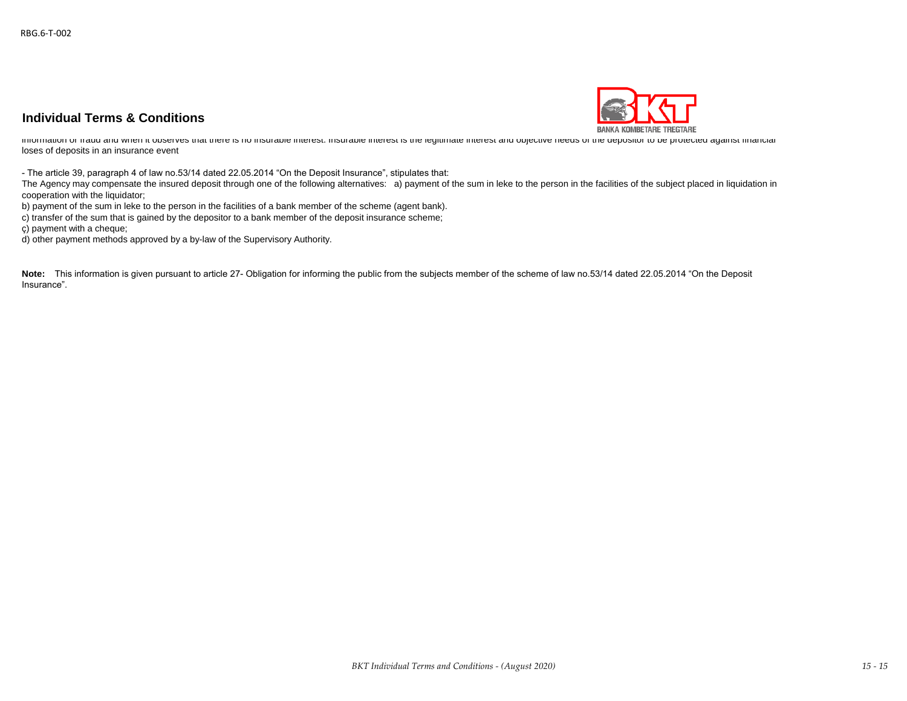## Individual Terms & Conditions

information of fraud and when it observes that there is no insurable interest. Insurable interest is the legitimate interest and objective needs of the depositor to be protected against financial loses of deposits in an insurance event

- The article 39, paragraph 4 of law no.53/14 dated 22.05.2014 "On the Deposit Insurance", stipulates that:

The Agency may compensate the insured deposit through one of the following alternatives: a) payment of the sum in leke to the person in the facilities of the subject placed in liquidation in cooperation with the liquidator;

b) payment of the sum in leke to the person in the facilities of a bank member of the scheme (agent bank).

c) transfer of the sum that is gained by the depositor to a bank member of the deposit insurance scheme;

ç) payment with a cheque;

d) other payment methods approved by a by-law of the Supervisory Authority.

**Note:** This information is given pursuant to article 27- Obligation for informing the public from the subjects member of the scheme of law no.53/14 dated 22.05.2014 "On the Deposit Insurance".